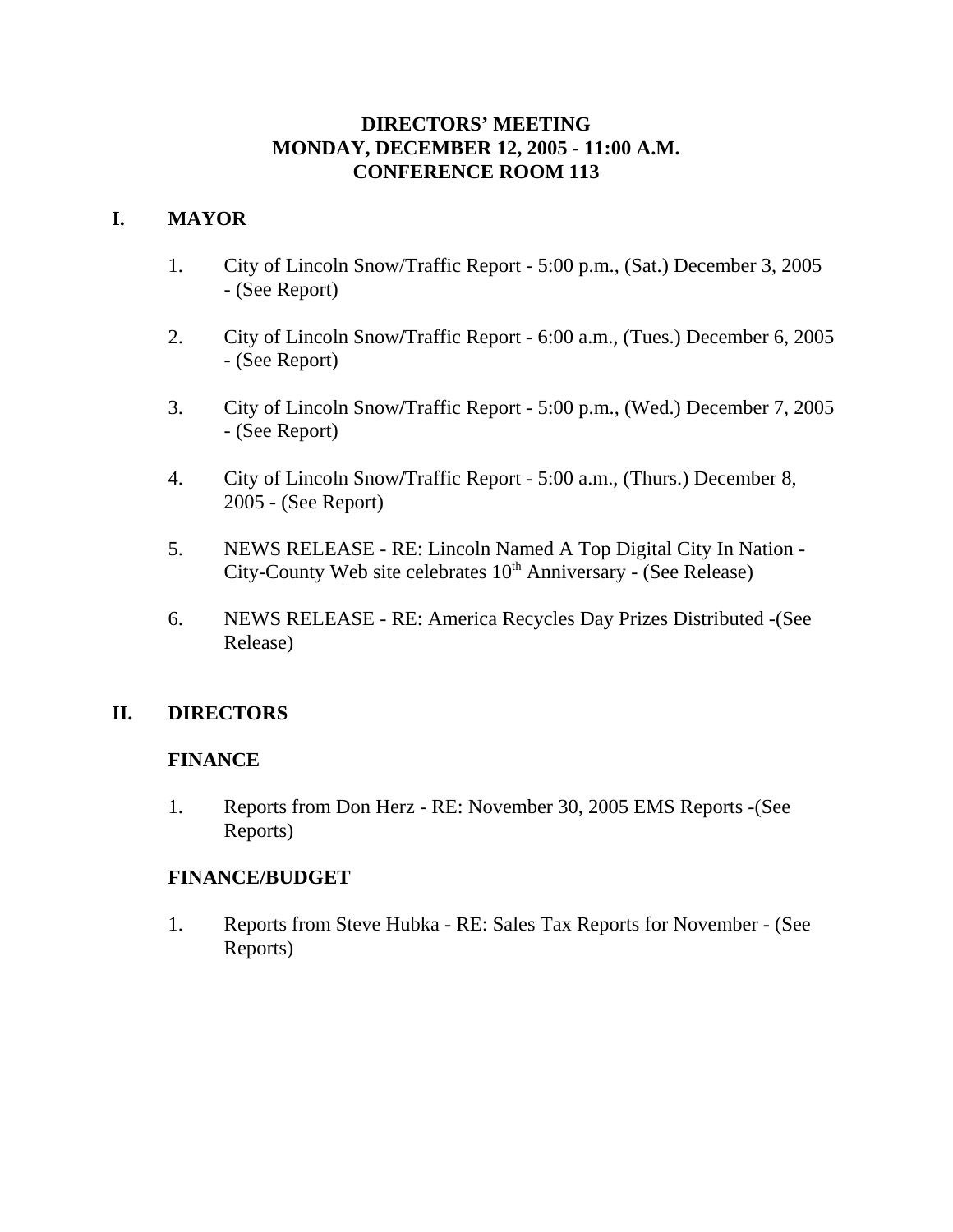# DIRECTORS' MEETING
# MONDAY, DECEMBER 12, 2005 - 11:00 A.M.
# CONFERENCE ROOM 113

## I. MAYOR

1. City of Lincoln Snow/Traffic Report - 5:00 p.m., (Sat.) December 3, 2005 - (See Report)

2. City of Lincoln Snow/Traffic Report - 6:00 a.m., (Tues.) December 6, 2005 - (See Report)

3. City of Lincoln Snow/Traffic Report - 5:00 p.m., (Wed.) December 7, 2005 - (See Report)

4. City of Lincoln Snow/Traffic Report - 5:00 a.m., (Thurs.) December 8, 2005 - (See Report)

5. NEWS RELEASE - RE: Lincoln Named A Top Digital City In Nation - City-County Web site celebrates 10th Anniversary - (See Release)

6. NEWS RELEASE - RE: America Recycles Day Prizes Distributed -(See Release)

## II. DIRECTORS

### FINANCE

1. Reports from Don Herz - RE: November 30, 2005 EMS Reports -(See Reports)

### FINANCE/BUDGET

1. Reports from Steve Hubka - RE: Sales Tax Reports for November - (See Reports)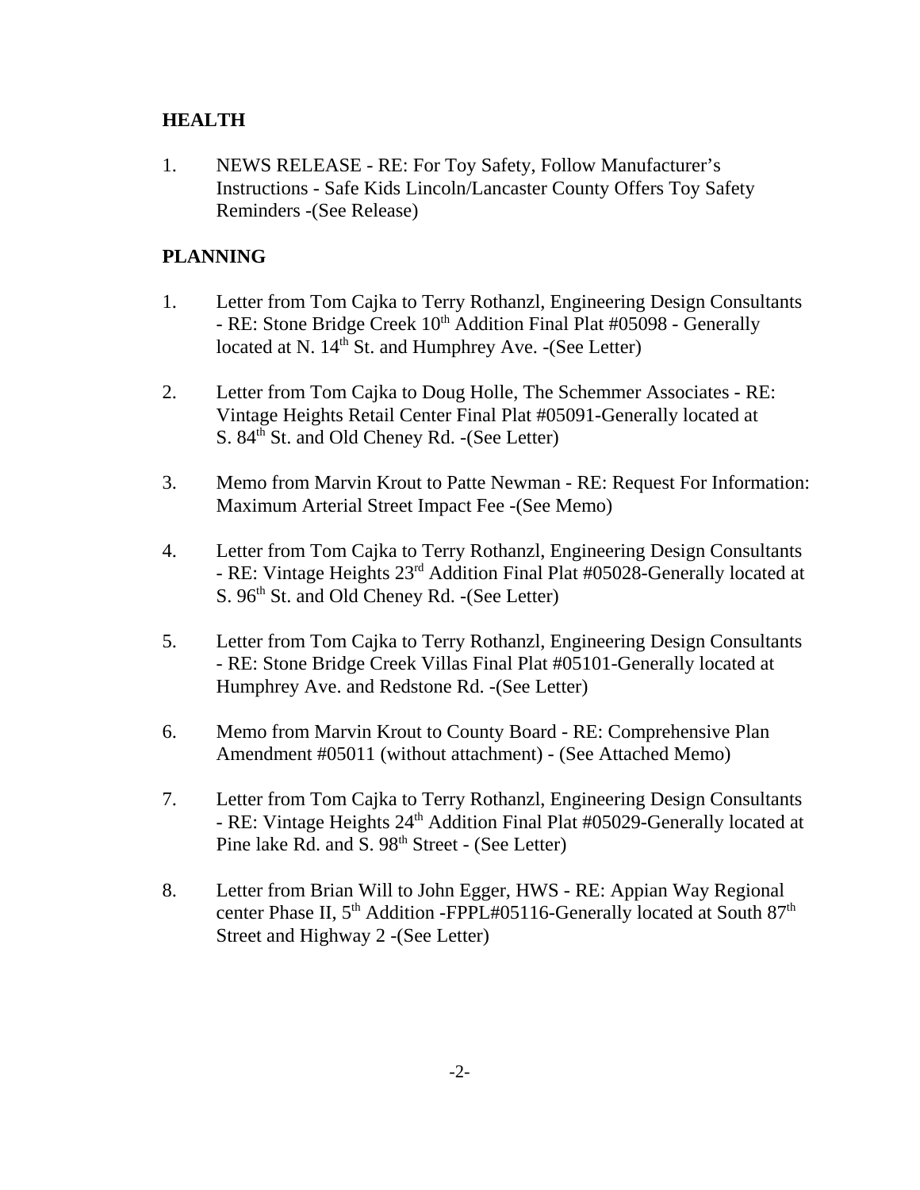## HEALTH

1. NEWS RELEASE - RE: For Toy Safety, Follow Manufacturer's Instructions - Safe Kids Lincoln/Lancaster County Offers Toy Safety Reminders -(See Release)

## PLANNING

1. Letter from Tom Cajka to Terry Rothanzl, Engineering Design Consultants - RE: Stone Bridge Creek 10th Addition Final Plat #05098 - Generally located at N. 14th St. and Humphrey Ave. -(See Letter)

2. Letter from Tom Cajka to Doug Holle, The Schemmer Associates - RE: Vintage Heights Retail Center Final Plat #05091-Generally located at S. 84th St. and Old Cheney Rd. -(See Letter)

3. Memo from Marvin Krout to Patte Newman - RE: Request For Information: Maximum Arterial Street Impact Fee -(See Memo)

4. Letter from Tom Cajka to Terry Rothanzl, Engineering Design Consultants - RE: Vintage Heights 23rd Addition Final Plat #05028-Generally located at S. 96th St. and Old Cheney Rd. -(See Letter)

5. Letter from Tom Cajka to Terry Rothanzl, Engineering Design Consultants - RE: Stone Bridge Creek Villas Final Plat #05101-Generally located at Humphrey Ave. and Redstone Rd. -(See Letter)

6. Memo from Marvin Krout to County Board - RE: Comprehensive Plan Amendment #05011 (without attachment) - (See Attached Memo)

7. Letter from Tom Cajka to Terry Rothanzl, Engineering Design Consultants - RE: Vintage Heights 24th Addition Final Plat #05029-Generally located at Pine lake Rd. and S. 98th Street - (See Letter)

8. Letter from Brian Will to John Egger, HWS - RE: Appian Way Regional center Phase II, 5th Addition -FPPL#05116-Generally located at South 87th Street and Highway 2 -(See Letter)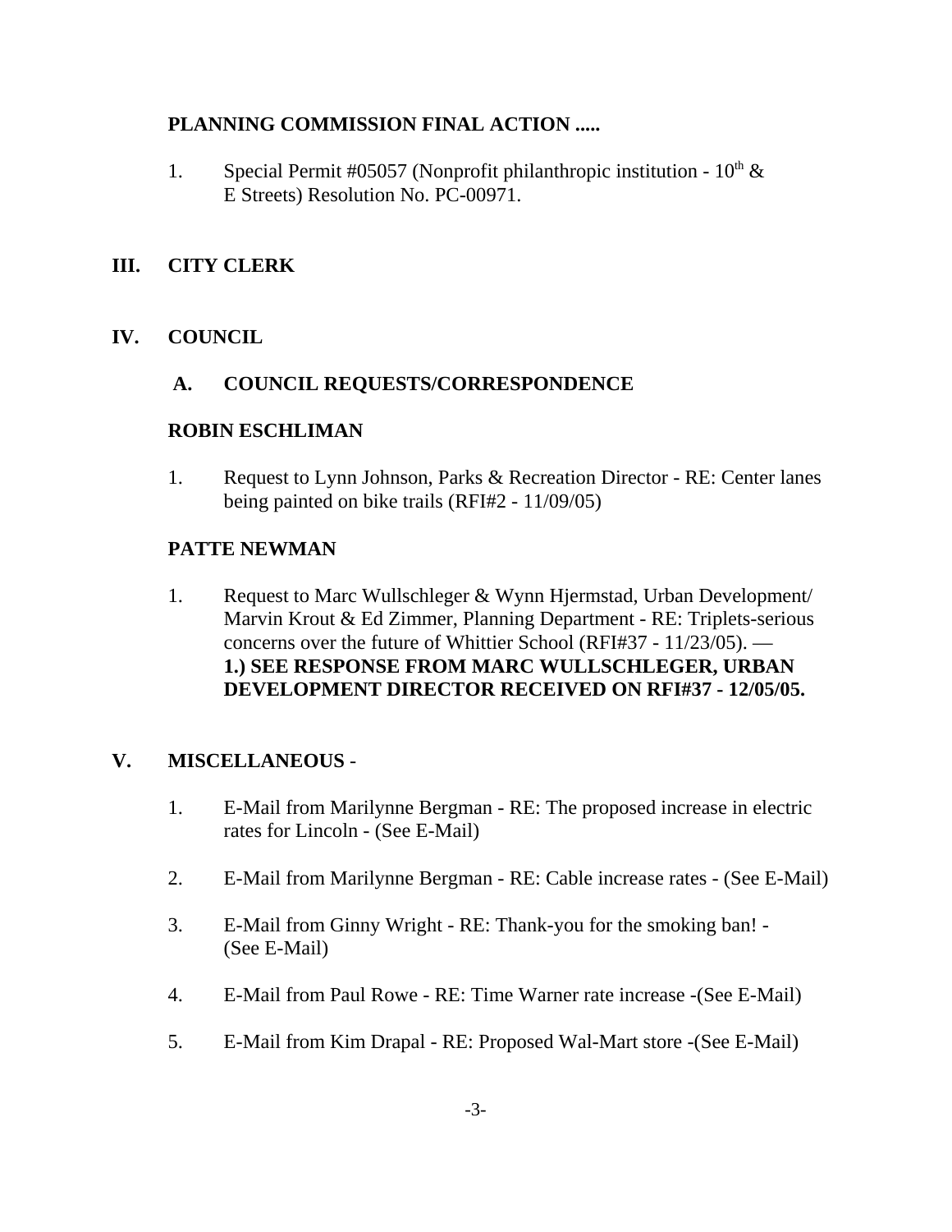**PLANNING COMMISSION FINAL ACTION .....**

1. Special Permit #05057 (Nonprofit philanthropic institution - 10th & E Streets) Resolution No. PC-00971.

## III. CITY CLERK

## IV. COUNCIL

### A. COUNCIL REQUESTS/CORRESPONDENCE

**ROBIN ESCHLIMAN**

1. Request to Lynn Johnson, Parks & Recreation Director - RE: Center lanes being painted on bike trails (RFI#2 - 11/09/05)

**PATTE NEWMAN**

1. Request to Marc Wullschleger & Wynn Hjermstad, Urban Development/ Marvin Krout & Ed Zimmer, Planning Department - RE: Triplets-serious concerns over the future of Whittier School (RFI#37 - 11/23/05). — **1.) SEE RESPONSE FROM MARC WULLSCHLEGER, URBAN DEVELOPMENT DIRECTOR RECEIVED ON RFI#37 - 12/05/05.**

## V. MISCELLANEOUS -

1. E-Mail from Marilynne Bergman - RE: The proposed increase in electric rates for Lincoln - (See E-Mail)
2. E-Mail from Marilynne Bergman - RE: Cable increase rates - (See E-Mail)
3. E-Mail from Ginny Wright - RE: Thank-you for the smoking ban! - (See E-Mail)
4. E-Mail from Paul Rowe - RE: Time Warner rate increase -(See E-Mail)
5. E-Mail from Kim Drapal - RE: Proposed Wal-Mart store -(See E-Mail)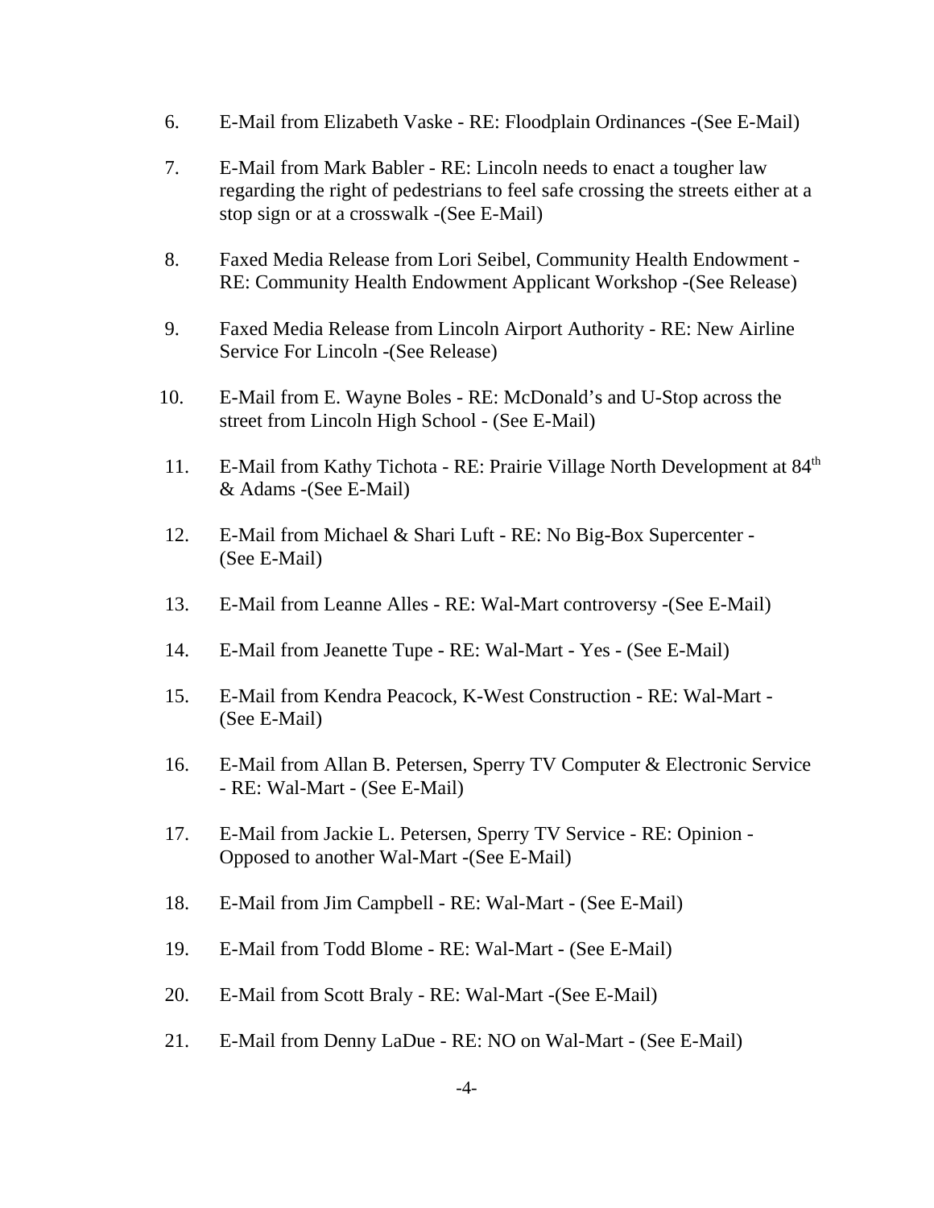6. E-Mail from Elizabeth Vaske - RE: Floodplain Ordinances -(See E-Mail)

7. E-Mail from Mark Babler - RE: Lincoln needs to enact a tougher law regarding the right of pedestrians to feel safe crossing the streets either at a stop sign or at a crosswalk -(See E-Mail)

8. Faxed Media Release from Lori Seibel, Community Health Endowment - RE: Community Health Endowment Applicant Workshop -(See Release)

9. Faxed Media Release from Lincoln Airport Authority - RE: New Airline Service For Lincoln -(See Release)

10. E-Mail from E. Wayne Boles - RE: McDonald's and U-Stop across the street from Lincoln High School - (See E-Mail)

11. E-Mail from Kathy Tichota - RE: Prairie Village North Development at 84th & Adams -(See E-Mail)

12. E-Mail from Michael & Shari Luft - RE: No Big-Box Supercenter - (See E-Mail)

13. E-Mail from Leanne Alles - RE: Wal-Mart controversy -(See E-Mail)

14. E-Mail from Jeanette Tupe - RE: Wal-Mart - Yes - (See E-Mail)

15. E-Mail from Kendra Peacock, K-West Construction - RE: Wal-Mart - (See E-Mail)

16. E-Mail from Allan B. Petersen, Sperry TV Computer & Electronic Service - RE: Wal-Mart - (See E-Mail)

17. E-Mail from Jackie L. Petersen, Sperry TV Service - RE: Opinion - Opposed to another Wal-Mart -(See E-Mail)

18. E-Mail from Jim Campbell - RE: Wal-Mart - (See E-Mail)

19. E-Mail from Todd Blome - RE: Wal-Mart - (See E-Mail)

20. E-Mail from Scott Braly - RE: Wal-Mart -(See E-Mail)

21. E-Mail from Denny LaDue - RE: NO on Wal-Mart - (See E-Mail)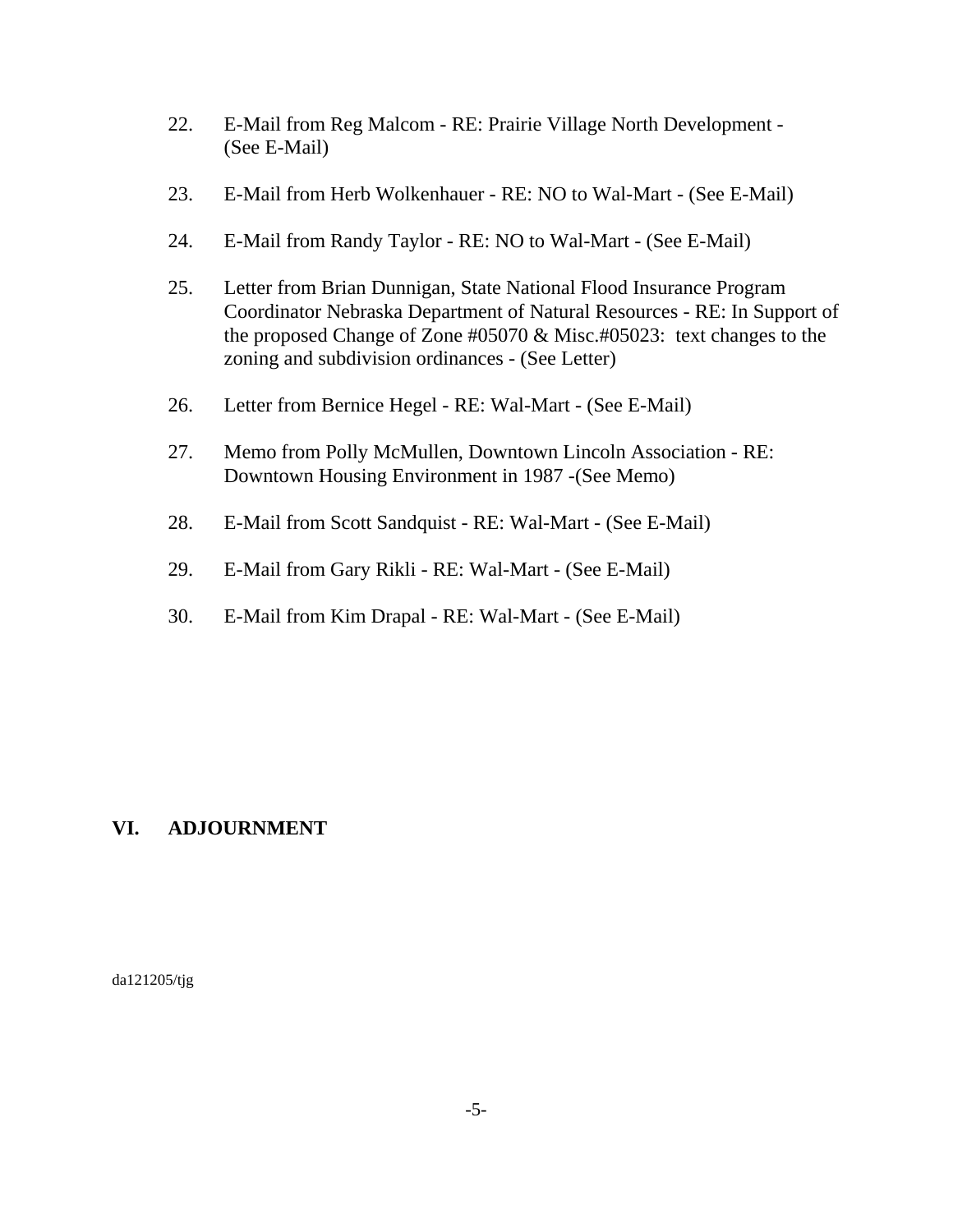22. E-Mail from Reg Malcom - RE: Prairie Village North Development - (See E-Mail)

23. E-Mail from Herb Wolkenhauer - RE: NO to Wal-Mart - (See E-Mail)

24. E-Mail from Randy Taylor - RE: NO to Wal-Mart - (See E-Mail)

25. Letter from Brian Dunnigan, State National Flood Insurance Program Coordinator Nebraska Department of Natural Resources - RE: In Support of the proposed Change of Zone #05070 & Misc.#05023: text changes to the zoning and subdivision ordinances - (See Letter)

26. Letter from Bernice Hegel - RE: Wal-Mart - (See E-Mail)

27. Memo from Polly McMullen, Downtown Lincoln Association - RE: Downtown Housing Environment in 1987 -(See Memo)

28. E-Mail from Scott Sandquist - RE: Wal-Mart - (See E-Mail)

29. E-Mail from Gary Rikli - RE: Wal-Mart - (See E-Mail)

30. E-Mail from Kim Drapal - RE: Wal-Mart - (See E-Mail)

## VI. ADJOURNMENT

da121205/tjg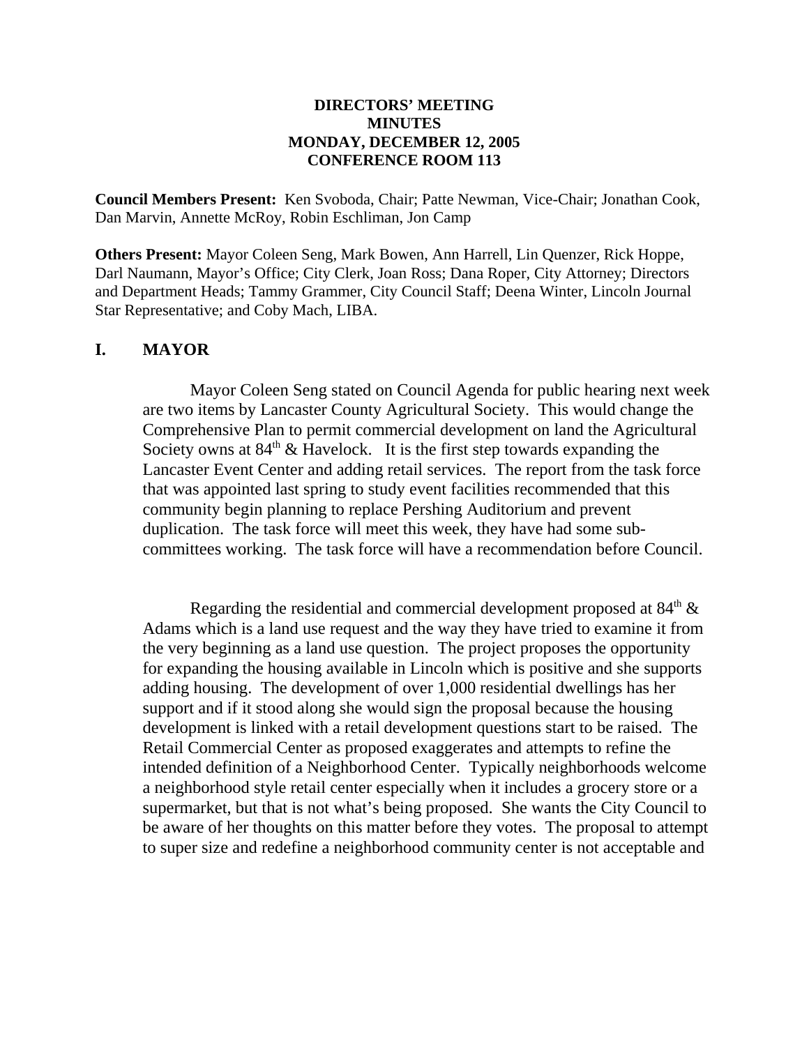**DIRECTORS' MEETING**
**MINUTES**
**MONDAY, DECEMBER 12, 2005**
**CONFERENCE ROOM 113**

**Council Members Present:** Ken Svoboda, Chair; Patte Newman, Vice-Chair; Jonathan Cook, Dan Marvin, Annette McRoy, Robin Eschliman, Jon Camp

**Others Present:** Mayor Coleen Seng, Mark Bowen, Ann Harrell, Lin Quenzer, Rick Hoppe, Darl Naumann, Mayor's Office; City Clerk, Joan Ross; Dana Roper, City Attorney; Directors and Department Heads; Tammy Grammer, City Council Staff; Deena Winter, Lincoln Journal Star Representative; and Coby Mach, LIBA.

## I. MAYOR

Mayor Coleen Seng stated on Council Agenda for public hearing next week are two items by Lancaster County Agricultural Society. This would change the Comprehensive Plan to permit commercial development on land the Agricultural Society owns at 84th & Havelock. It is the first step towards expanding the Lancaster Event Center and adding retail services. The report from the task force that was appointed last spring to study event facilities recommended that this community begin planning to replace Pershing Auditorium and prevent duplication. The task force will meet this week, they have had some sub-committees working. The task force will have a recommendation before Council.

Regarding the residential and commercial development proposed at 84th & Adams which is a land use request and the way they have tried to examine it from the very beginning as a land use question. The project proposes the opportunity for expanding the housing available in Lincoln which is positive and she supports adding housing. The development of over 1,000 residential dwellings has her support and if it stood along she would sign the proposal because the housing development is linked with a retail development questions start to be raised. The Retail Commercial Center as proposed exaggerates and attempts to refine the intended definition of a Neighborhood Center. Typically neighborhoods welcome a neighborhood style retail center especially when it includes a grocery store or a supermarket, but that is not what's being proposed. She wants the City Council to be aware of her thoughts on this matter before they votes. The proposal to attempt to super size and redefine a neighborhood community center is not acceptable and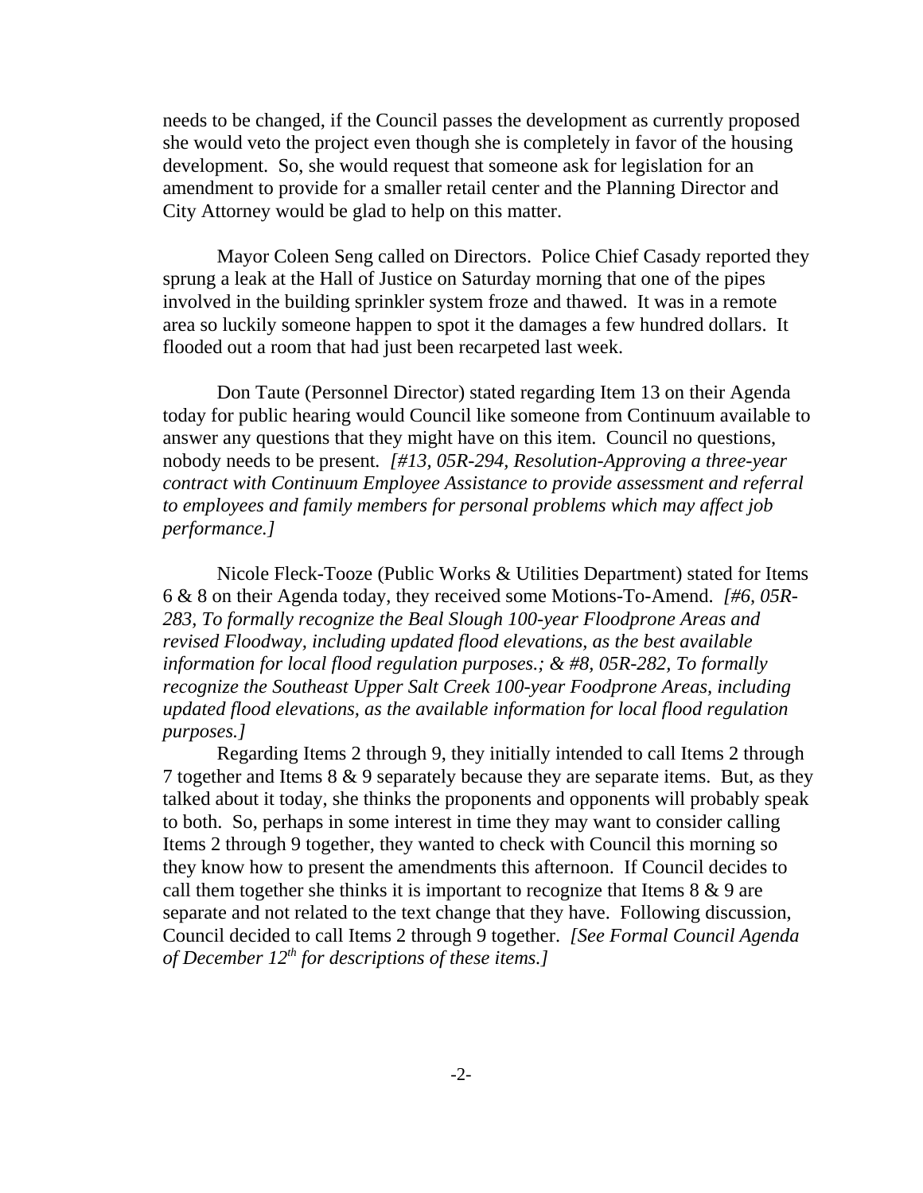needs to be changed, if the Council passes the development as currently proposed she would veto the project even though she is completely in favor of the housing development. So, she would request that someone ask for legislation for an amendment to provide for a smaller retail center and the Planning Director and City Attorney would be glad to help on this matter.

Mayor Coleen Seng called on Directors. Police Chief Casady reported they sprung a leak at the Hall of Justice on Saturday morning that one of the pipes involved in the building sprinkler system froze and thawed. It was in a remote area so luckily someone happen to spot it the damages a few hundred dollars. It flooded out a room that had just been recarpeted last week.

Don Taute (Personnel Director) stated regarding Item 13 on their Agenda today for public hearing would Council like someone from Continuum available to answer any questions that they might have on this item. Council no questions, nobody needs to be present. *[#13, 05R-294, Resolution-Approving a three-year contract with Continuum Employee Assistance to provide assessment and referral to employees and family members for personal problems which may affect job performance.]*

Nicole Fleck-Tooze (Public Works & Utilities Department) stated for Items 6 & 8 on their Agenda today, they received some Motions-To-Amend. *[#6, 05R-283, To formally recognize the Beal Slough 100-year Floodprone Areas and revised Floodway, including updated flood elevations, as the best available information for local flood regulation purposes.; & #8, 05R-282, To formally recognize the Southeast Upper Salt Creek 100-year Foodprone Areas, including updated flood elevations, as the available information for local flood regulation purposes.]*

Regarding Items 2 through 9, they initially intended to call Items 2 through 7 together and Items 8 & 9 separately because they are separate items. But, as they talked about it today, she thinks the proponents and opponents will probably speak to both. So, perhaps in some interest in time they may want to consider calling Items 2 through 9 together, they wanted to check with Council this morning so they know how to present the amendments this afternoon. If Council decides to call them together she thinks it is important to recognize that Items 8 & 9 are separate and not related to the text change that they have. Following discussion, Council decided to call Items 2 through 9 together. *[See Formal Council Agenda of December 12th for descriptions of these items.]*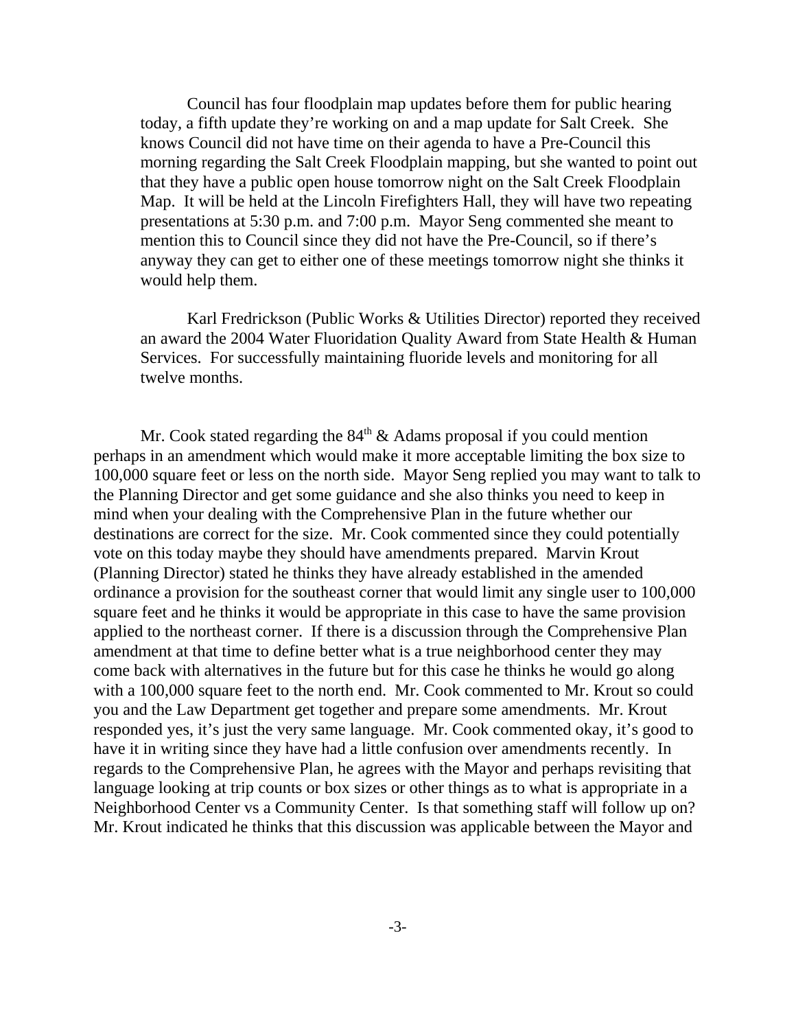Council has four floodplain map updates before them for public hearing today, a fifth update they're working on and a map update for Salt Creek. She knows Council did not have time on their agenda to have a Pre-Council this morning regarding the Salt Creek Floodplain mapping, but she wanted to point out that they have a public open house tomorrow night on the Salt Creek Floodplain Map. It will be held at the Lincoln Firefighters Hall, they will have two repeating presentations at 5:30 p.m. and 7:00 p.m. Mayor Seng commented she meant to mention this to Council since they did not have the Pre-Council, so if there's anyway they can get to either one of these meetings tomorrow night she thinks it would help them.

Karl Fredrickson (Public Works & Utilities Director) reported they received an award the 2004 Water Fluoridation Quality Award from State Health & Human Services. For successfully maintaining fluoride levels and monitoring for all twelve months.

Mr. Cook stated regarding the 84th & Adams proposal if you could mention perhaps in an amendment which would make it more acceptable limiting the box size to 100,000 square feet or less on the north side. Mayor Seng replied you may want to talk to the Planning Director and get some guidance and she also thinks you need to keep in mind when your dealing with the Comprehensive Plan in the future whether our destinations are correct for the size. Mr. Cook commented since they could potentially vote on this today maybe they should have amendments prepared. Marvin Krout (Planning Director) stated he thinks they have already established in the amended ordinance a provision for the southeast corner that would limit any single user to 100,000 square feet and he thinks it would be appropriate in this case to have the same provision applied to the northeast corner. If there is a discussion through the Comprehensive Plan amendment at that time to define better what is a true neighborhood center they may come back with alternatives in the future but for this case he thinks he would go along with a 100,000 square feet to the north end. Mr. Cook commented to Mr. Krout so could you and the Law Department get together and prepare some amendments. Mr. Krout responded yes, it's just the very same language. Mr. Cook commented okay, it's good to have it in writing since they have had a little confusion over amendments recently. In regards to the Comprehensive Plan, he agrees with the Mayor and perhaps revisiting that language looking at trip counts or box sizes or other things as to what is appropriate in a Neighborhood Center vs a Community Center. Is that something staff will follow up on? Mr. Krout indicated he thinks that this discussion was applicable between the Mayor and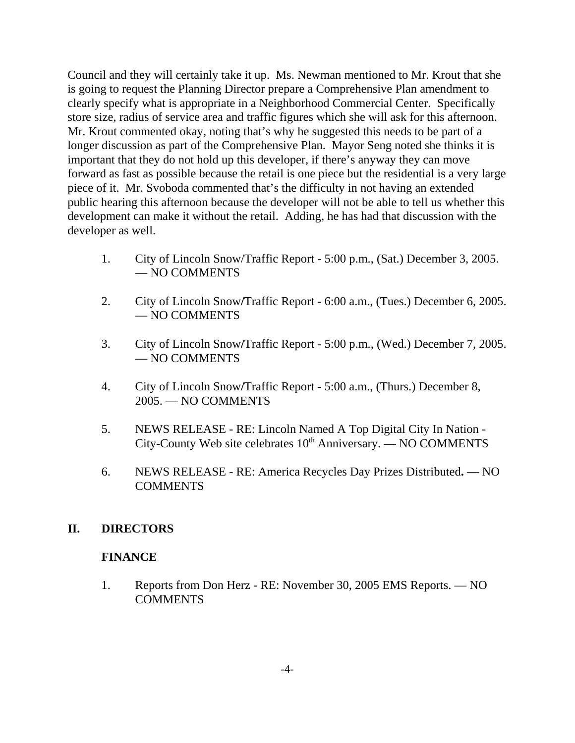Council and they will certainly take it up. Ms. Newman mentioned to Mr. Krout that she is going to request the Planning Director prepare a Comprehensive Plan amendment to clearly specify what is appropriate in a Neighborhood Commercial Center. Specifically store size, radius of service area and traffic figures which she will ask for this afternoon. Mr. Krout commented okay, noting that's why he suggested this needs to be part of a longer discussion as part of the Comprehensive Plan. Mayor Seng noted she thinks it is important that they do not hold up this developer, if there's anyway they can move forward as fast as possible because the retail is one piece but the residential is a very large piece of it. Mr. Svoboda commented that's the difficulty in not having an extended public hearing this afternoon because the developer will not be able to tell us whether this development can make it without the retail. Adding, he has had that discussion with the developer as well.

1. City of Lincoln Snow/Traffic Report - 5:00 p.m., (Sat.) December 3, 2005. — NO COMMENTS

2. City of Lincoln Snow/Traffic Report - 6:00 a.m., (Tues.) December 6, 2005. — NO COMMENTS

3. City of Lincoln Snow/Traffic Report - 5:00 p.m., (Wed.) December 7, 2005. — NO COMMENTS

4. City of Lincoln Snow/Traffic Report - 5:00 a.m., (Thurs.) December 8, 2005. — NO COMMENTS

5. NEWS RELEASE - RE: Lincoln Named A Top Digital City In Nation - City-County Web site celebrates 10th Anniversary. — NO COMMENTS

6. NEWS RELEASE - RE: America Recycles Day Prizes Distributed**. —** NO COMMENTS

## II. DIRECTORS

### FINANCE

1. Reports from Don Herz - RE: November 30, 2005 EMS Reports. — NO COMMENTS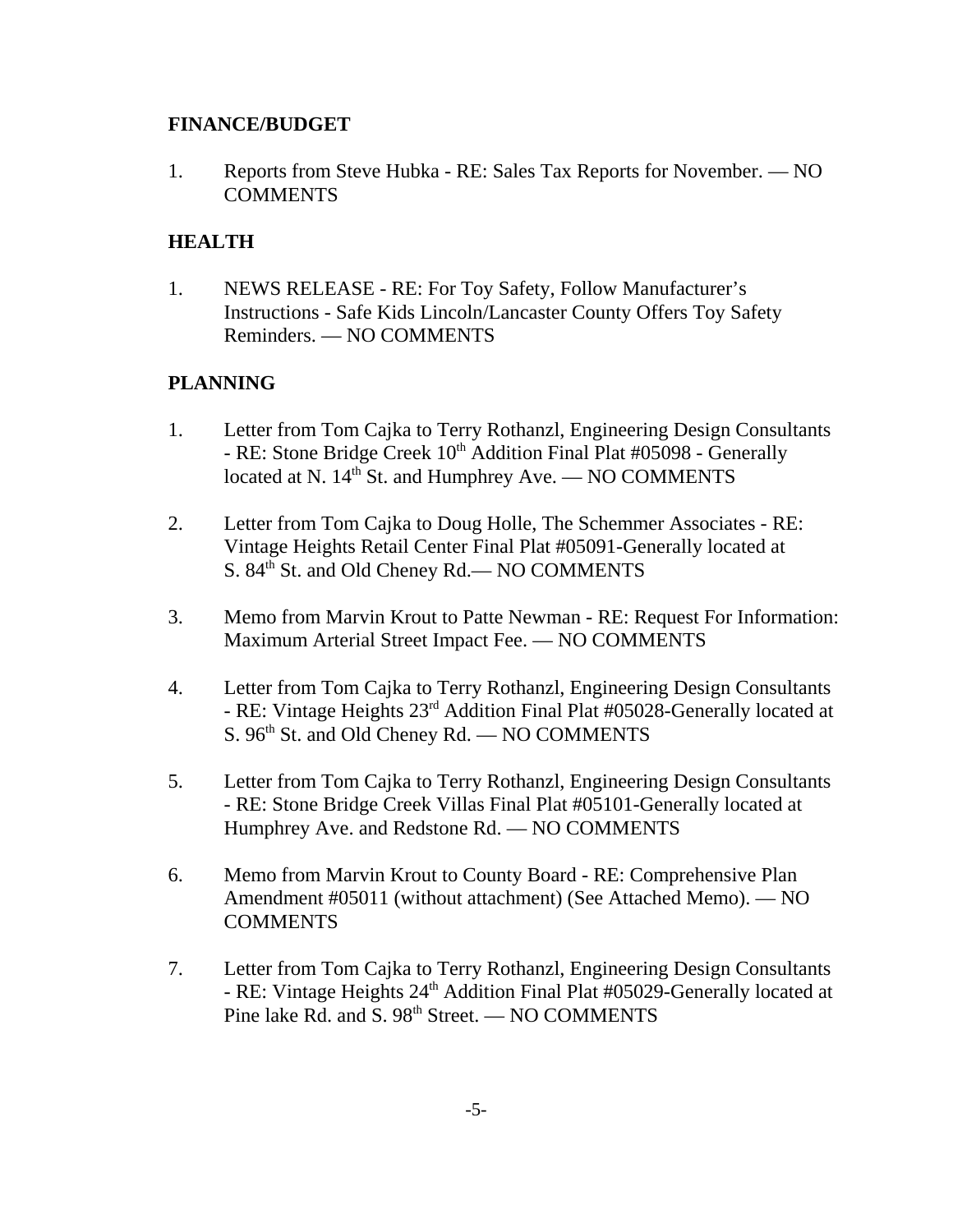**FINANCE/BUDGET**

1. Reports from Steve Hubka - RE: Sales Tax Reports for November. — NO COMMENTS

**HEALTH**

1. NEWS RELEASE - RE: For Toy Safety, Follow Manufacturer's Instructions - Safe Kids Lincoln/Lancaster County Offers Toy Safety Reminders. — NO COMMENTS

**PLANNING**

1. Letter from Tom Cajka to Terry Rothanzl, Engineering Design Consultants - RE: Stone Bridge Creek 10th Addition Final Plat #05098 - Generally located at N. 14th St. and Humphrey Ave. — NO COMMENTS

2. Letter from Tom Cajka to Doug Holle, The Schemmer Associates - RE: Vintage Heights Retail Center Final Plat #05091-Generally located at S. 84th St. and Old Cheney Rd.— NO COMMENTS

3. Memo from Marvin Krout to Patte Newman - RE: Request For Information: Maximum Arterial Street Impact Fee. — NO COMMENTS

4. Letter from Tom Cajka to Terry Rothanzl, Engineering Design Consultants - RE: Vintage Heights 23rd Addition Final Plat #05028-Generally located at S. 96th St. and Old Cheney Rd. — NO COMMENTS

5. Letter from Tom Cajka to Terry Rothanzl, Engineering Design Consultants - RE: Stone Bridge Creek Villas Final Plat #05101-Generally located at Humphrey Ave. and Redstone Rd. — NO COMMENTS

6. Memo from Marvin Krout to County Board - RE: Comprehensive Plan Amendment #05011 (without attachment) (See Attached Memo). — NO COMMENTS

7. Letter from Tom Cajka to Terry Rothanzl, Engineering Design Consultants - RE: Vintage Heights 24th Addition Final Plat #05029-Generally located at Pine lake Rd. and S. 98th Street. — NO COMMENTS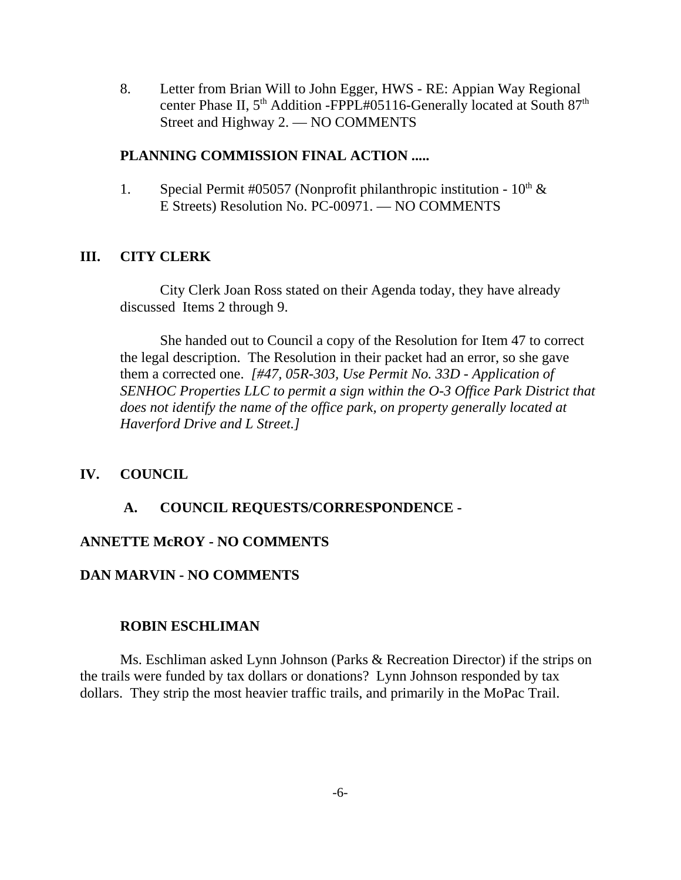8. Letter from Brian Will to John Egger, HWS - RE: Appian Way Regional center Phase II, 5th Addition -FPPL#05116-Generally located at South 87th Street and Highway 2. — NO COMMENTS

**PLANNING COMMISSION FINAL ACTION .....**

1. Special Permit #05057 (Nonprofit philanthropic institution - 10th & E Streets) Resolution No. PC-00971. — NO COMMENTS

## III. CITY CLERK

City Clerk Joan Ross stated on their Agenda today, they have already discussed Items 2 through 9.

She handed out to Council a copy of the Resolution for Item 47 to correct the legal description. The Resolution in their packet had an error, so she gave them a corrected one. *[#47, 05R-303, Use Permit No. 33D - Application of SENHOC Properties LLC to permit a sign within the O-3 Office Park District that does not identify the name of the office park, on property generally located at Haverford Drive and L Street.]*

## IV. COUNCIL

### A. COUNCIL REQUESTS/CORRESPONDENCE -

**ANNETTE McROY - NO COMMENTS**

**DAN MARVIN - NO COMMENTS**

**ROBIN ESCHLIMAN**

Ms. Eschliman asked Lynn Johnson (Parks & Recreation Director) if the strips on the trails were funded by tax dollars or donations? Lynn Johnson responded by tax dollars. They strip the most heavier traffic trails, and primarily in the MoPac Trail.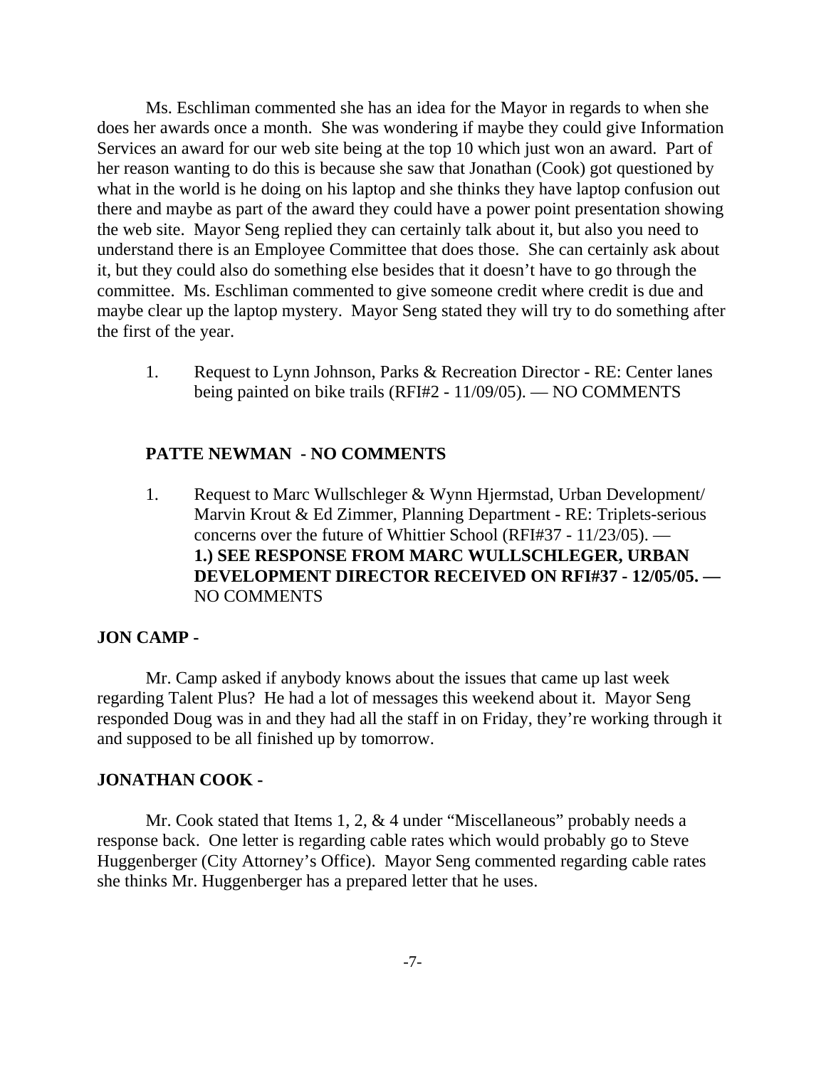Ms. Eschliman commented she has an idea for the Mayor in regards to when she does her awards once a month. She was wondering if maybe they could give Information Services an award for our web site being at the top 10 which just won an award. Part of her reason wanting to do this is because she saw that Jonathan (Cook) got questioned by what in the world is he doing on his laptop and she thinks they have laptop confusion out there and maybe as part of the award they could have a power point presentation showing the web site. Mayor Seng replied they can certainly talk about it, but also you need to understand there is an Employee Committee that does those. She can certainly ask about it, but they could also do something else besides that it doesn't have to go through the committee. Ms. Eschliman commented to give someone credit where credit is due and maybe clear up the laptop mystery. Mayor Seng stated they will try to do something after the first of the year.

1. Request to Lynn Johnson, Parks & Recreation Director - RE: Center lanes being painted on bike trails (RFI#2 - 11/09/05). — NO COMMENTS

**PATTE NEWMAN - NO COMMENTS**

1. Request to Marc Wullschleger & Wynn Hjermstad, Urban Development/ Marvin Krout & Ed Zimmer, Planning Department - RE: Triplets-serious concerns over the future of Whittier School (RFI#37 - 11/23/05). — **1.) SEE RESPONSE FROM MARC WULLSCHLEGER, URBAN DEVELOPMENT DIRECTOR RECEIVED ON RFI#37 - 12/05/05. —** NO COMMENTS

**JON CAMP -**

Mr. Camp asked if anybody knows about the issues that came up last week regarding Talent Plus? He had a lot of messages this weekend about it. Mayor Seng responded Doug was in and they had all the staff in on Friday, they're working through it and supposed to be all finished up by tomorrow.

**JONATHAN COOK -**

Mr. Cook stated that Items 1, 2, & 4 under "Miscellaneous" probably needs a response back. One letter is regarding cable rates which would probably go to Steve Huggenberger (City Attorney's Office). Mayor Seng commented regarding cable rates she thinks Mr. Huggenberger has a prepared letter that he uses.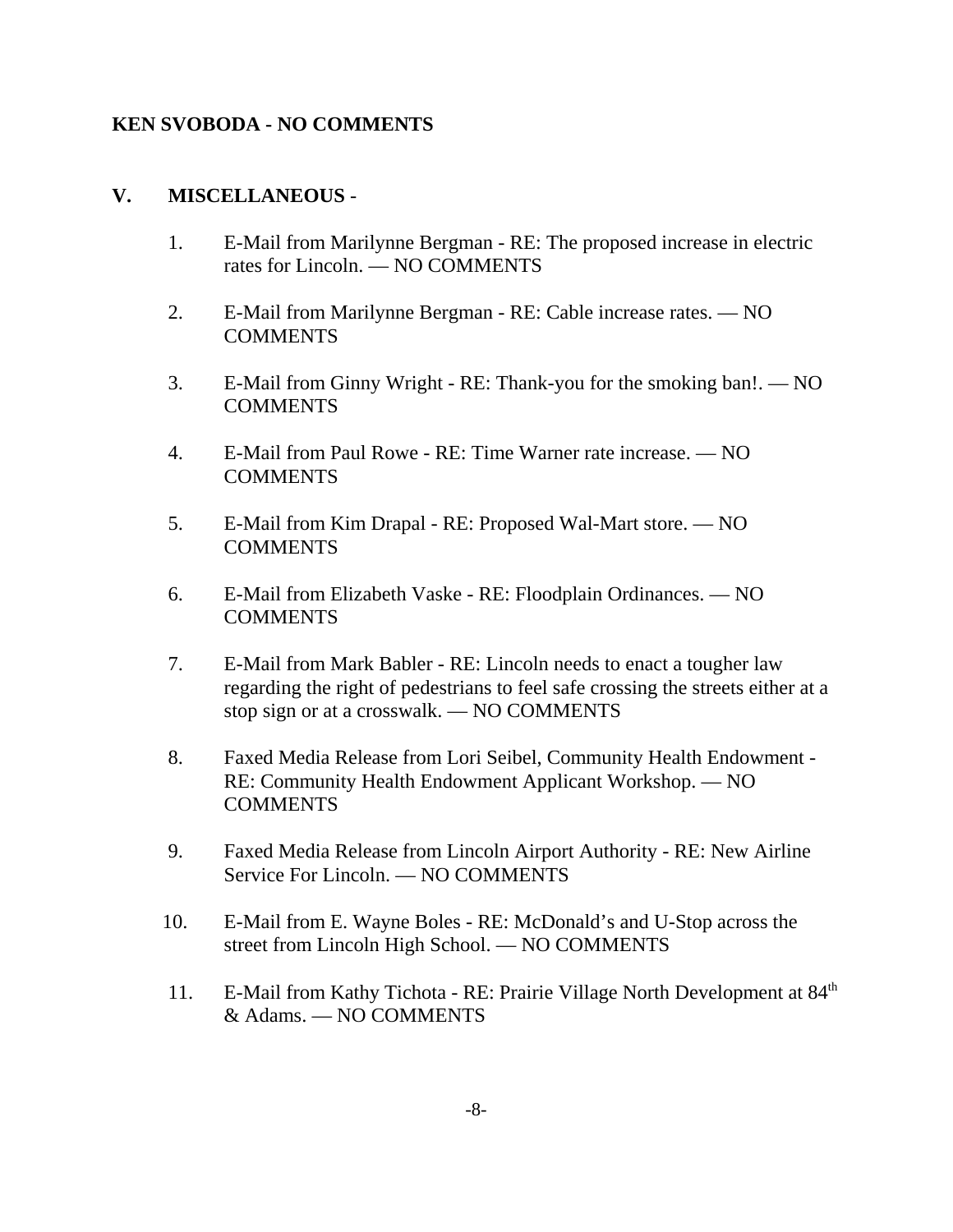**KEN SVOBODA - NO COMMENTS**

## V. MISCELLANEOUS -

1. E-Mail from Marilynne Bergman - RE: The proposed increase in electric rates for Lincoln. — NO COMMENTS

2. E-Mail from Marilynne Bergman - RE: Cable increase rates. — NO COMMENTS

3. E-Mail from Ginny Wright - RE: Thank-you for the smoking ban!. — NO COMMENTS

4. E-Mail from Paul Rowe - RE: Time Warner rate increase. — NO COMMENTS

5. E-Mail from Kim Drapal - RE: Proposed Wal-Mart store. — NO COMMENTS

6. E-Mail from Elizabeth Vaske - RE: Floodplain Ordinances. — NO COMMENTS

7. E-Mail from Mark Babler - RE: Lincoln needs to enact a tougher law regarding the right of pedestrians to feel safe crossing the streets either at a stop sign or at a crosswalk. — NO COMMENTS

8. Faxed Media Release from Lori Seibel, Community Health Endowment - RE: Community Health Endowment Applicant Workshop. — NO COMMENTS

9. Faxed Media Release from Lincoln Airport Authority - RE: New Airline Service For Lincoln. — NO COMMENTS

10. E-Mail from E. Wayne Boles - RE: McDonald's and U-Stop across the street from Lincoln High School. — NO COMMENTS

11. E-Mail from Kathy Tichota - RE: Prairie Village North Development at 84th & Adams. — NO COMMENTS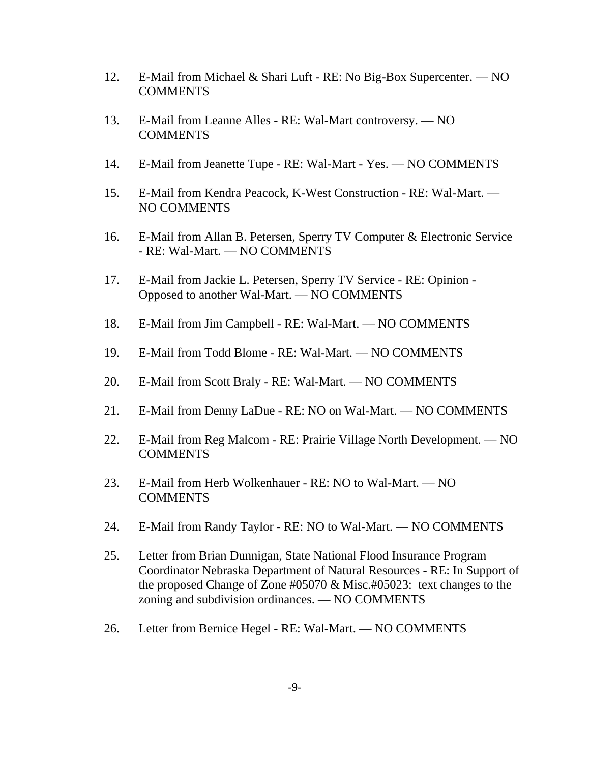12. E-Mail from Michael & Shari Luft - RE: No Big-Box Supercenter. — NO COMMENTS

13. E-Mail from Leanne Alles - RE: Wal-Mart controversy. — NO COMMENTS

14. E-Mail from Jeanette Tupe - RE: Wal-Mart - Yes. — NO COMMENTS

15. E-Mail from Kendra Peacock, K-West Construction - RE: Wal-Mart. — NO COMMENTS

16. E-Mail from Allan B. Petersen, Sperry TV Computer & Electronic Service - RE: Wal-Mart. — NO COMMENTS

17. E-Mail from Jackie L. Petersen, Sperry TV Service - RE: Opinion - Opposed to another Wal-Mart. — NO COMMENTS

18. E-Mail from Jim Campbell - RE: Wal-Mart. — NO COMMENTS

19. E-Mail from Todd Blome - RE: Wal-Mart. — NO COMMENTS

20. E-Mail from Scott Braly - RE: Wal-Mart. — NO COMMENTS

21. E-Mail from Denny LaDue - RE: NO on Wal-Mart. — NO COMMENTS

22. E-Mail from Reg Malcom - RE: Prairie Village North Development. — NO COMMENTS

23. E-Mail from Herb Wolkenhauer - RE: NO to Wal-Mart. — NO COMMENTS

24. E-Mail from Randy Taylor - RE: NO to Wal-Mart. — NO COMMENTS

25. Letter from Brian Dunnigan, State National Flood Insurance Program Coordinator Nebraska Department of Natural Resources - RE: In Support of the proposed Change of Zone #05070 & Misc.#05023: text changes to the zoning and subdivision ordinances. — NO COMMENTS

26. Letter from Bernice Hegel - RE: Wal-Mart. — NO COMMENTS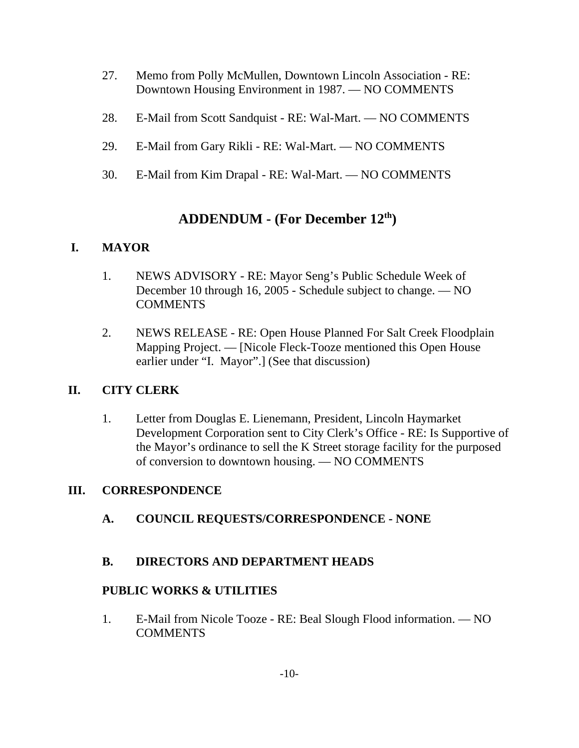27. Memo from Polly McMullen, Downtown Lincoln Association - RE: Downtown Housing Environment in 1987. — NO COMMENTS

28. E-Mail from Scott Sandquist - RE: Wal-Mart. — NO COMMENTS

29. E-Mail from Gary Rikli - RE: Wal-Mart. — NO COMMENTS

30. E-Mail from Kim Drapal - RE: Wal-Mart. — NO COMMENTS

## ADDENDUM - (For December 12th)

**I. MAYOR**

1. NEWS ADVISORY - RE: Mayor Seng's Public Schedule Week of December 10 through 16, 2005 - Schedule subject to change. — NO COMMENTS

2. NEWS RELEASE - RE: Open House Planned For Salt Creek Floodplain Mapping Project. — [Nicole Fleck-Tooze mentioned this Open House earlier under "I. Mayor".] (See that discussion)

**II. CITY CLERK**

1. Letter from Douglas E. Lienemann, President, Lincoln Haymarket Development Corporation sent to City Clerk's Office - RE: Is Supportive of the Mayor's ordinance to sell the K Street storage facility for the purposed of conversion to downtown housing. — NO COMMENTS

**III. CORRESPONDENCE**

**A. COUNCIL REQUESTS/CORRESPONDENCE - NONE**

**B. DIRECTORS AND DEPARTMENT HEADS**

**PUBLIC WORKS & UTILITIES**

1. E-Mail from Nicole Tooze - RE: Beal Slough Flood information. — NO COMMENTS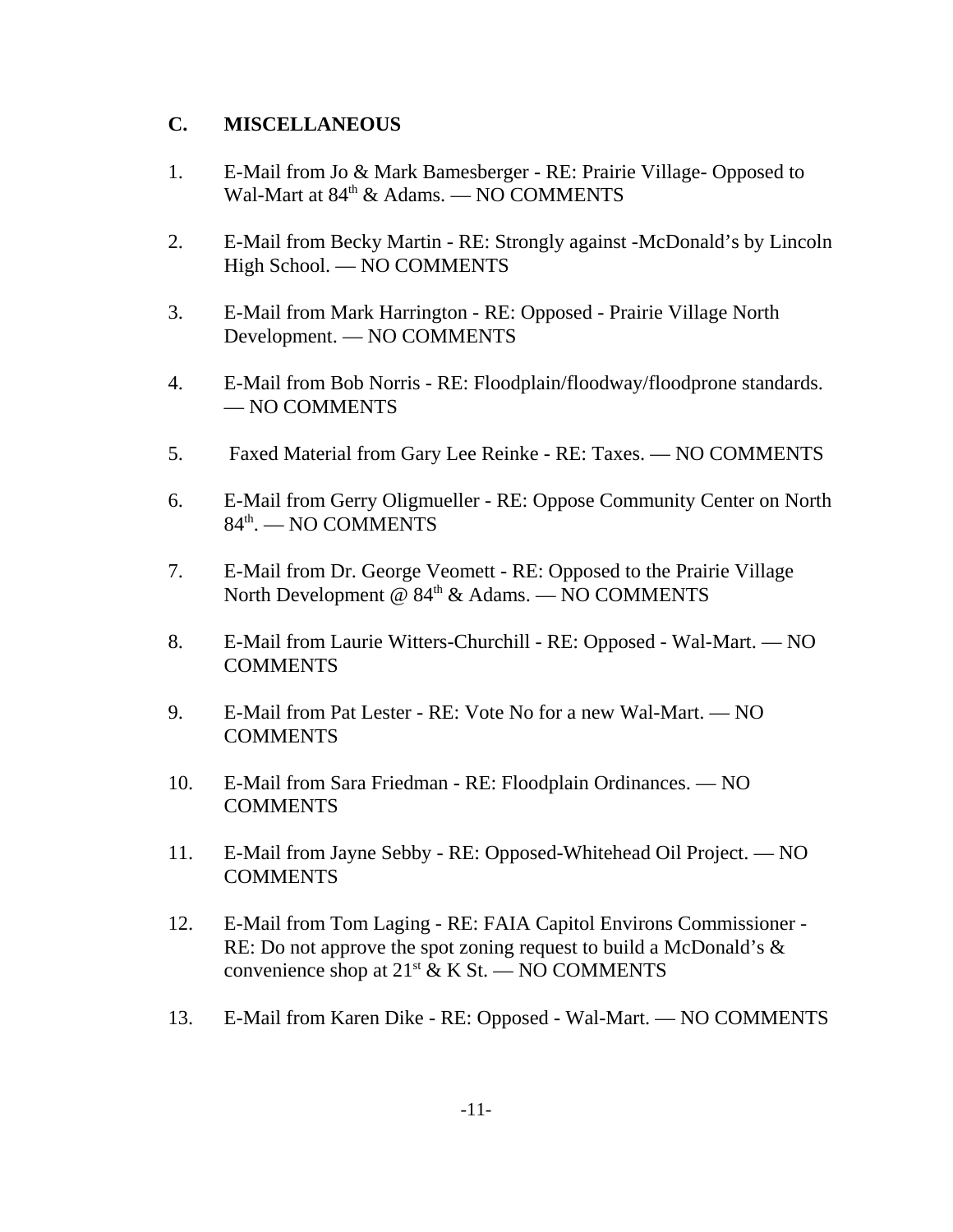## C. MISCELLANEOUS

1. E-Mail from Jo & Mark Bamesberger - RE: Prairie Village- Opposed to Wal-Mart at 84th & Adams. — NO COMMENTS

2. E-Mail from Becky Martin - RE: Strongly against -McDonald's by Lincoln High School. — NO COMMENTS

3. E-Mail from Mark Harrington - RE: Opposed - Prairie Village North Development. — NO COMMENTS

4. E-Mail from Bob Norris - RE: Floodplain/floodway/floodprone standards. — NO COMMENTS

5. Faxed Material from Gary Lee Reinke - RE: Taxes. — NO COMMENTS

6. E-Mail from Gerry Oligmueller - RE: Oppose Community Center on North 84th. — NO COMMENTS

7. E-Mail from Dr. George Veomett - RE: Opposed to the Prairie Village North Development @ 84th & Adams. — NO COMMENTS

8. E-Mail from Laurie Witters-Churchill - RE: Opposed - Wal-Mart. — NO COMMENTS

9. E-Mail from Pat Lester - RE: Vote No for a new Wal-Mart. — NO COMMENTS

10. E-Mail from Sara Friedman - RE: Floodplain Ordinances. — NO COMMENTS

11. E-Mail from Jayne Sebby - RE: Opposed-Whitehead Oil Project. — NO COMMENTS

12. E-Mail from Tom Laging - RE: FAIA Capitol Environs Commissioner - RE: Do not approve the spot zoning request to build a McDonald's & convenience shop at 21st & K St. — NO COMMENTS

13. E-Mail from Karen Dike - RE: Opposed - Wal-Mart. — NO COMMENTS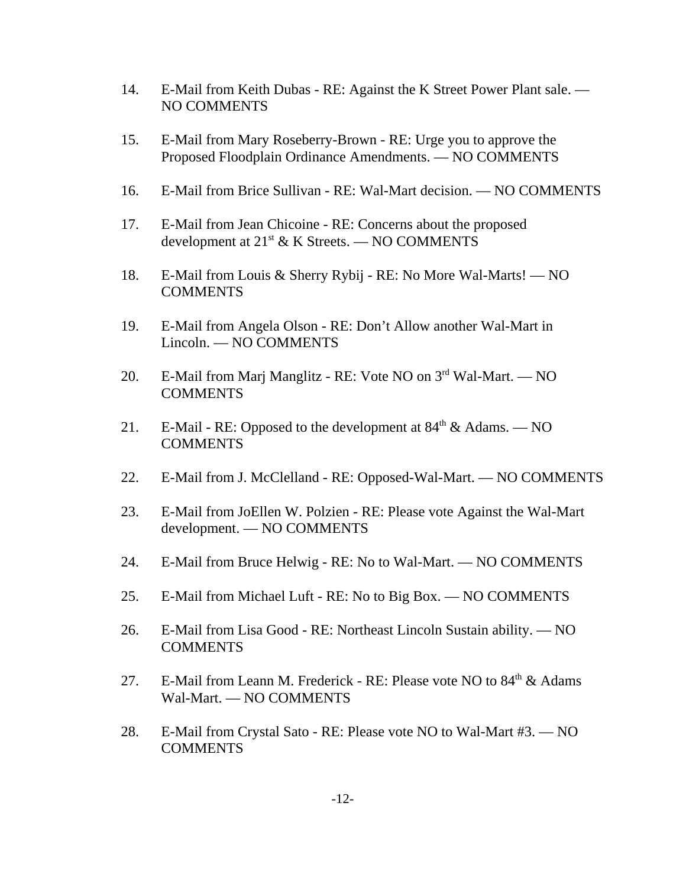14. E-Mail from Keith Dubas - RE: Against the K Street Power Plant sale. — NO COMMENTS

15. E-Mail from Mary Roseberry-Brown - RE: Urge you to approve the Proposed Floodplain Ordinance Amendments. — NO COMMENTS

16. E-Mail from Brice Sullivan - RE: Wal-Mart decision. — NO COMMENTS

17. E-Mail from Jean Chicoine - RE: Concerns about the proposed development at 21st & K Streets. — NO COMMENTS

18. E-Mail from Louis & Sherry Rybij - RE: No More Wal-Marts! — NO COMMENTS

19. E-Mail from Angela Olson - RE: Don't Allow another Wal-Mart in Lincoln. — NO COMMENTS

20. E-Mail from Marj Manglitz - RE: Vote NO on 3rd Wal-Mart. — NO COMMENTS

21. E-Mail - RE: Opposed to the development at 84th & Adams. — NO COMMENTS

22. E-Mail from J. McClelland - RE: Opposed-Wal-Mart. — NO COMMENTS

23. E-Mail from JoEllen W. Polzien - RE: Please vote Against the Wal-Mart development. — NO COMMENTS

24. E-Mail from Bruce Helwig - RE: No to Wal-Mart. — NO COMMENTS

25. E-Mail from Michael Luft - RE: No to Big Box. — NO COMMENTS

26. E-Mail from Lisa Good - RE: Northeast Lincoln Sustain ability. — NO COMMENTS

27. E-Mail from Leann M. Frederick - RE: Please vote NO to 84th & Adams Wal-Mart. — NO COMMENTS

28. E-Mail from Crystal Sato - RE: Please vote NO to Wal-Mart #3. — NO COMMENTS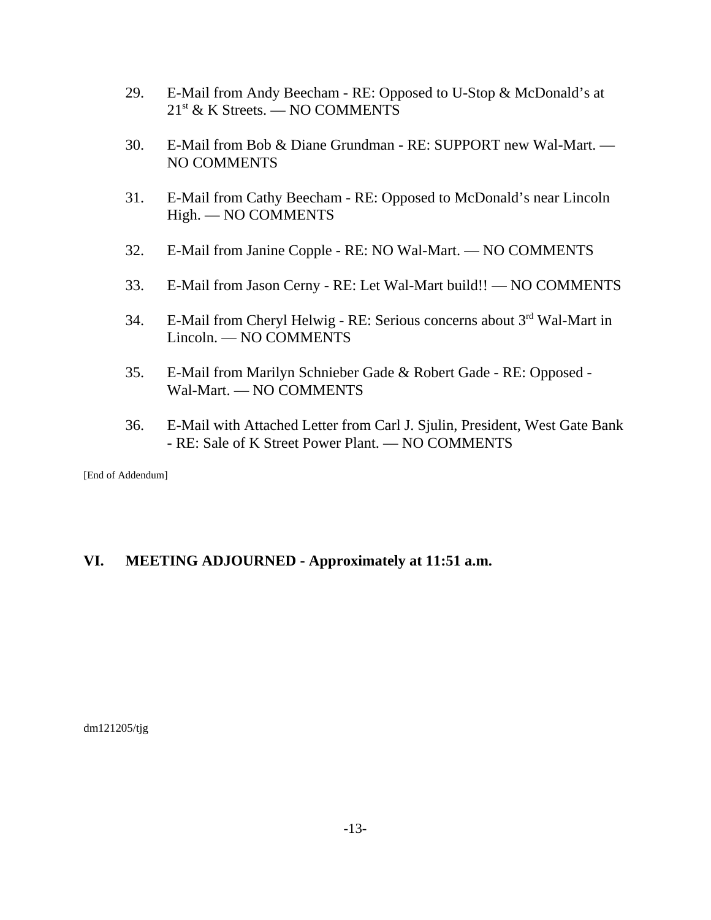29. E-Mail from Andy Beecham - RE: Opposed to U-Stop & McDonald's at 21st & K Streets. — NO COMMENTS

30. E-Mail from Bob & Diane Grundman - RE: SUPPORT new Wal-Mart. — NO COMMENTS

31. E-Mail from Cathy Beecham - RE: Opposed to McDonald's near Lincoln High. — NO COMMENTS

32. E-Mail from Janine Copple - RE: NO Wal-Mart. — NO COMMENTS

33. E-Mail from Jason Cerny - RE: Let Wal-Mart build!! — NO COMMENTS

34. E-Mail from Cheryl Helwig - RE: Serious concerns about 3rd Wal-Mart in Lincoln. — NO COMMENTS

35. E-Mail from Marilyn Schnieber Gade & Robert Gade - RE: Opposed - Wal-Mart. — NO COMMENTS

36. E-Mail with Attached Letter from Carl J. Sjulin, President, West Gate Bank - RE: Sale of K Street Power Plant. — NO COMMENTS

[End of Addendum]

## VI. MEETING ADJOURNED - Approximately at 11:51 a.m.

dm121205/tjg